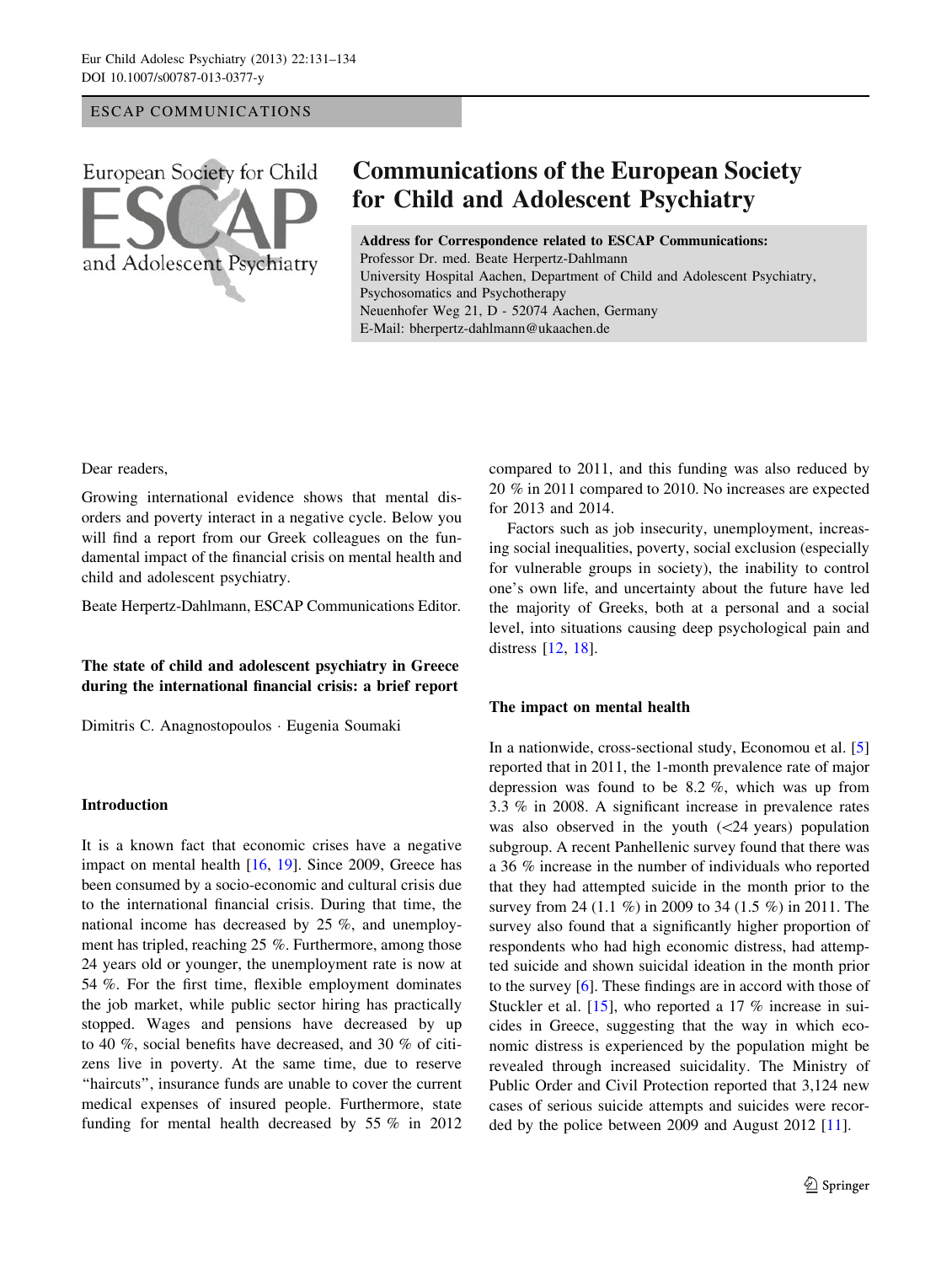ESCAP COMMUNICATIONS

# Communications of the European Society for Child and Adolescent Psychiatry

**Address for Correspondence related to ESCAP Communications:**
Professor Dr. med. Beate Herpertz-Dahlmann
University Hospital Aachen, Department of Child and Adolescent Psychiatry, Psychosomatics and Psychotherapy
Neuenhofer Weg 21, D - 52074 Aachen, Germany
E-Mail: bherpertz-dahlmann@ukaachen.de

Dear readers,

Growing international evidence shows that mental disorders and poverty interact in a negative cycle. Below you will find a report from our Greek colleagues on the fundamental impact of the financial crisis on mental health and child and adolescent psychiatry.

Beate Herpertz-Dahlmann, ESCAP Communications Editor.

## The state of child and adolescent psychiatry in Greece during the international financial crisis: a brief report

Dimitris C. Anagnostopoulos · Eugenia Soumaki

### Introduction

It is a known fact that economic crises have a negative impact on mental health [16, 19]. Since 2009, Greece has been consumed by a socio-economic and cultural crisis due to the international financial crisis. During that time, the national income has decreased by 25 %, and unemployment has tripled, reaching 25 %. Furthermore, among those 24 years old or younger, the unemployment rate is now at 54 %. For the first time, flexible employment dominates the job market, while public sector hiring has practically stopped. Wages and pensions have decreased by up to 40 %, social benefits have decreased, and 30 % of citizens live in poverty. At the same time, due to reserve "haircuts", insurance funds are unable to cover the current medical expenses of insured people. Furthermore, state funding for mental health decreased by 55 % in 2012 compared to 2011, and this funding was also reduced by 20 % in 2011 compared to 2010. No increases are expected for 2013 and 2014.

Factors such as job insecurity, unemployment, increasing social inequalities, poverty, social exclusion (especially for vulnerable groups in society), the inability to control one's own life, and uncertainty about the future have led the majority of Greeks, both at a personal and a social level, into situations causing deep psychological pain and distress [12, 18].

### The impact on mental health

In a nationwide, cross-sectional study, Economou et al. [5] reported that in 2011, the 1-month prevalence rate of major depression was found to be 8.2 %, which was up from 3.3 % in 2008. A significant increase in prevalence rates was also observed in the youth (<24 years) population subgroup. A recent Panhellenic survey found that there was a 36 % increase in the number of individuals who reported that they had attempted suicide in the month prior to the survey from 24 (1.1 %) in 2009 to 34 (1.5 %) in 2011. The survey also found that a significantly higher proportion of respondents who had high economic distress, had attempted suicide and shown suicidal ideation in the month prior to the survey [6]. These findings are in accord with those of Stuckler et al. [15], who reported a 17 % increase in suicides in Greece, suggesting that the way in which economic distress is experienced by the population might be revealed through increased suicidality. The Ministry of Public Order and Civil Protection reported that 3,124 new cases of serious suicide attempts and suicides were recorded by the police between 2009 and August 2012 [11].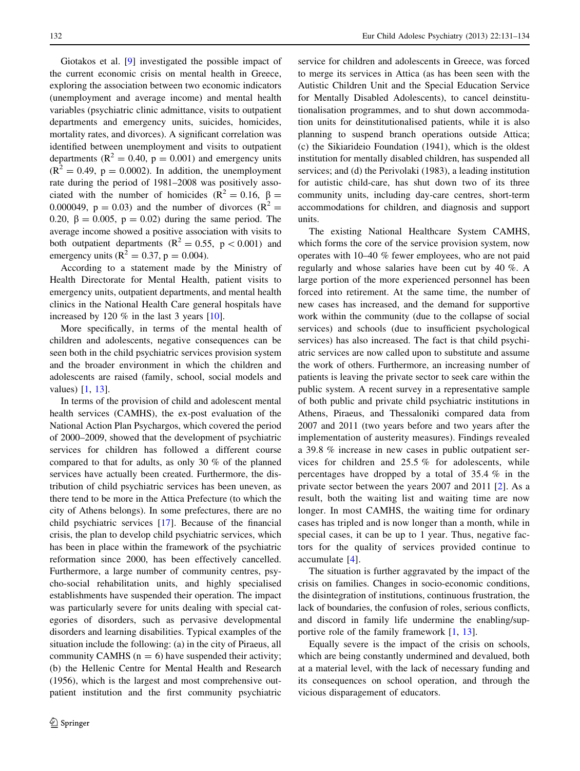Giotakos et al. [9] investigated the possible impact of the current economic crisis on mental health in Greece, exploring the association between two economic indicators (unemployment and average income) and mental health variables (psychiatric clinic admittance, visits to outpatient departments and emergency units, suicides, homicides, mortality rates, and divorces). A significant correlation was identified between unemployment and visits to outpatient departments ($R^2 = 0.40$, $p = 0.001$) and emergency units ($R^2 = 0.49$, $p = 0.0002$). In addition, the unemployment rate during the period of 1981–2008 was positively associated with the number of homicides ($R^2 = 0.16$, $\beta = 0.000049$, $p = 0.03$) and the number of divorces ($R^2 = 0.20$, $\beta = 0.005$, $p = 0.02$) during the same period. The average income showed a positive association with visits to both outpatient departments ($R^2 = 0.55$, $p < 0.001$) and emergency units ($R^2 = 0.37$, $p = 0.004$).

According to a statement made by the Ministry of Health Directorate for Mental Health, patient visits to emergency units, outpatient departments, and mental health clinics in the National Health Care general hospitals have increased by 120 % in the last 3 years [10].

More specifically, in terms of the mental health of children and adolescents, negative consequences can be seen both in the child psychiatric services provision system and the broader environment in which the children and adolescents are raised (family, school, social models and values) [1, 13].

In terms of the provision of child and adolescent mental health services (CAMHS), the ex-post evaluation of the National Action Plan Psychargos, which covered the period of 2000–2009, showed that the development of psychiatric services for children has followed a different course compared to that for adults, as only 30 % of the planned services have actually been created. Furthermore, the distribution of child psychiatric services has been uneven, as there tend to be more in the Attica Prefecture (to which the city of Athens belongs). In some prefectures, there are no child psychiatric services [17]. Because of the financial crisis, the plan to develop child psychiatric services, which has been in place within the framework of the psychiatric reformation since 2000, has been effectively cancelled. Furthermore, a large number of community centres, psycho-social rehabilitation units, and highly specialised establishments have suspended their operation. The impact was particularly severe for units dealing with special categories of disorders, such as pervasive developmental disorders and learning disabilities. Typical examples of the situation include the following: (a) in the city of Piraeus, all community CAMHS ($n = 6$) have suspended their activity; (b) the Hellenic Centre for Mental Health and Research (1956), which is the largest and most comprehensive outpatient institution and the first community psychiatric service for children and adolescents in Greece, was forced to merge its services in Attica (as has been seen with the Autistic Children Unit and the Special Education Service for Mentally Disabled Adolescents), to cancel deinstitutionalisation programmes, and to shut down accommodation units for deinstitutionalised patients, while it is also planning to suspend branch operations outside Attica; (c) the Sikiarideio Foundation (1941), which is the oldest institution for mentally disabled children, has suspended all services; and (d) the Perivolaki (1983), a leading institution for autistic child-care, has shut down two of its three community units, including day-care centres, short-term accommodations for children, and diagnosis and support units.

The existing National Healthcare System CAMHS, which forms the core of the service provision system, now operates with 10–40 % fewer employees, who are not paid regularly and whose salaries have been cut by 40 %. A large portion of the more experienced personnel has been forced into retirement. At the same time, the number of new cases has increased, and the demand for supportive work within the community (due to the collapse of social services) and schools (due to insufficient psychological services) has also increased. The fact is that child psychiatric services are now called upon to substitute and assume the work of others. Furthermore, an increasing number of patients is leaving the private sector to seek care within the public system. A recent survey in a representative sample of both public and private child psychiatric institutions in Athens, Piraeus, and Thessaloniki compared data from 2007 and 2011 (two years before and two years after the implementation of austerity measures). Findings revealed a 39.8 % increase in new cases in public outpatient services for children and 25.5 % for adolescents, while percentages have dropped by a total of 35.4 % in the private sector between the years 2007 and 2011 [2]. As a result, both the waiting list and waiting time are now longer. In most CAMHS, the waiting time for ordinary cases has tripled and is now longer than a month, while in special cases, it can be up to 1 year. Thus, negative factors for the quality of services provided continue to accumulate [4].

The situation is further aggravated by the impact of the crisis on families. Changes in socio-economic conditions, the disintegration of institutions, continuous frustration, the lack of boundaries, the confusion of roles, serious conflicts, and discord in family life undermine the enabling/supportive role of the family framework [1, 13].

Equally severe is the impact of the crisis on schools, which are being constantly undermined and devalued, both at a material level, with the lack of necessary funding and its consequences on school operation, and through the vicious disparagement of educators.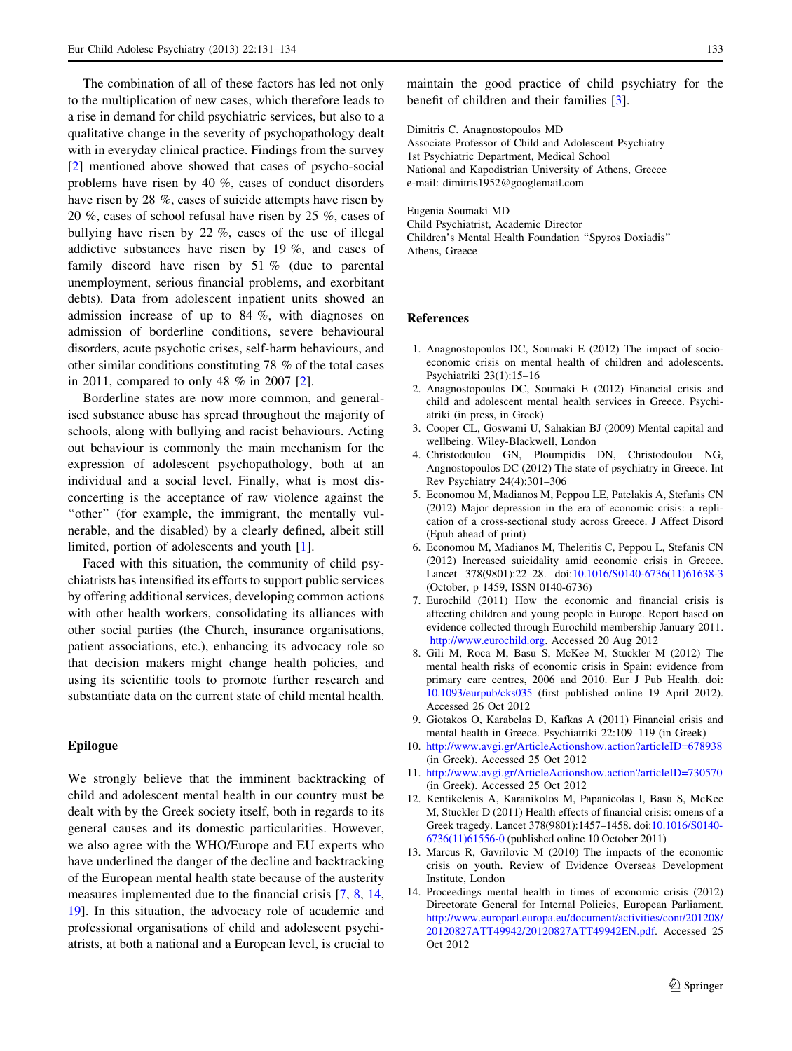The combination of all of these factors has led not only to the multiplication of new cases, which therefore leads to a rise in demand for child psychiatric services, but also to a qualitative change in the severity of psychopathology dealt with in everyday clinical practice. Findings from the survey [2] mentioned above showed that cases of psycho-social problems have risen by 40 %, cases of conduct disorders have risen by 28 %, cases of suicide attempts have risen by 20 %, cases of school refusal have risen by 25 %, cases of bullying have risen by 22 %, cases of the use of illegal addictive substances have risen by 19 %, and cases of family discord have risen by 51 % (due to parental unemployment, serious financial problems, and exorbitant debts). Data from adolescent inpatient units showed an admission increase of up to 84 %, with diagnoses on admission of borderline conditions, severe behavioural disorders, acute psychotic crises, self-harm behaviours, and other similar conditions constituting 78 % of the total cases in 2011, compared to only 48 % in 2007 [2].

Borderline states are now more common, and generalised substance abuse has spread throughout the majority of schools, along with bullying and racist behaviours. Acting out behaviour is commonly the main mechanism for the expression of adolescent psychopathology, both at an individual and a social level. Finally, what is most disconcerting is the acceptance of raw violence against the "other" (for example, the immigrant, the mentally vulnerable, and the disabled) by a clearly defined, albeit still limited, portion of adolescents and youth [1].

Faced with this situation, the community of child psychiatrists has intensified its efforts to support public services by offering additional services, developing common actions with other health workers, consolidating its alliances with other social parties (the Church, insurance organisations, patient associations, etc.), enhancing its advocacy role so that decision makers might change health policies, and using its scientific tools to promote further research and substantiate data on the current state of child mental health.

## Epilogue

We strongly believe that the imminent backtracking of child and adolescent mental health in our country must be dealt with by the Greek society itself, both in regards to its general causes and its domestic particularities. However, we also agree with the WHO/Europe and EU experts who have underlined the danger of the decline and backtracking of the European mental health state because of the austerity measures implemented due to the financial crisis [7, 8, 14, 19]. In this situation, the advocacy role of academic and professional organisations of child and adolescent psychiatrists, at both a national and a European level, is crucial to maintain the good practice of child psychiatry for the benefit of children and their families [3].

Dimitris C. Anagnostopoulos MD
Associate Professor of Child and Adolescent Psychiatry
1st Psychiatric Department, Medical School
National and Kapodistrian University of Athens, Greece
e-mail: dimitris1952@googlemail.com

Eugenia Soumaki MD
Child Psychiatrist, Academic Director
Children's Mental Health Foundation "Spyros Doxiadis"
Athens, Greece

## References

1. Anagnostopoulos DC, Soumaki E (2012) The impact of socio-economic crisis on mental health of children and adolescents. Psychiatriki 23(1):15–16
2. Anagnostopoulos DC, Soumaki E (2012) Financial crisis and child and adolescent mental health services in Greece. Psychiatriki (in press, in Greek)
3. Cooper CL, Goswami U, Sahakian BJ (2009) Mental capital and wellbeing. Wiley-Blackwell, London
4. Christodoulou GN, Ploumpidis DN, Christodoulou NG, Angnostopoulos DC (2012) The state of psychiatry in Greece. Int Rev Psychiatry 24(4):301–306
5. Economou M, Madianos M, Peppou LE, Patelakis A, Stefanis CN (2012) Major depression in the era of economic crisis: a replication of a cross-sectional study across Greece. J Affect Disord (Epub ahead of print)
6. Economou M, Madianos M, Theleritis C, Peppou L, Stefanis CN (2012) Increased suicidality amid economic crisis in Greece. Lancet 378(9801):22–28. doi:10.1016/S0140-6736(11)61638-3 (October, p 1459, ISSN 0140-6736)
7. Eurochild (2011) How the economic and financial crisis is affecting children and young people in Europe. Report based on evidence collected through Eurochild membership January 2011. http://www.eurochild.org. Accessed 20 Aug 2012
8. Gili M, Roca M, Basu S, McKee M, Stuckler M (2012) The mental health risks of economic crisis in Spain: evidence from primary care centres, 2006 and 2010. Eur J Pub Health. doi: 10.1093/eurpub/cks035 (first published online 19 April 2012). Accessed 26 Oct 2012
9. Giotakos O, Karabelas D, Kafkas A (2011) Financial crisis and mental health in Greece. Psychiatriki 22:109–119 (in Greek)
10. http://www.avgi.gr/ArticleActionshow.action?articleID=678938 (in Greek). Accessed 25 Oct 2012
11. http://www.avgi.gr/ArticleActionshow.action?articleID=730570 (in Greek). Accessed 25 Oct 2012
12. Kentikelenis A, Karanikolos M, Papanicolas I, Basu S, McKee M, Stuckler D (2011) Health effects of financial crisis: omens of a Greek tragedy. Lancet 378(9801):1457–1458. doi:10.1016/S0140-6736(11)61556-0 (published online 10 October 2011)
13. Marcus R, Gavrilovic M (2010) The impacts of the economic crisis on youth. Review of Evidence Overseas Development Institute, London
14. Proceedings mental health in times of economic crisis (2012) Directorate General for Internal Policies, European Parliament. http://www.europarl.europa.eu/document/activities/cont/201208/20120827ATT49942/20120827ATT49942EN.pdf. Accessed 25 Oct 2012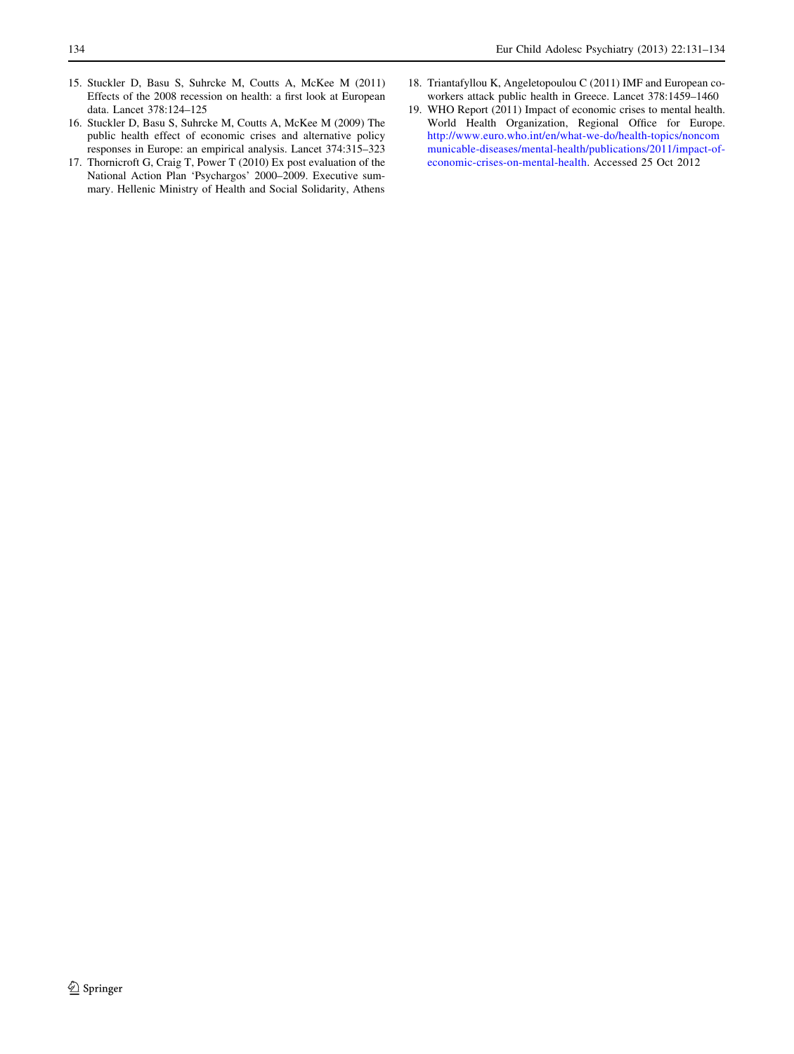15. Stuckler D, Basu S, Suhrcke M, Coutts A, McKee M (2011) Effects of the 2008 recession on health: a first look at European data. Lancet 378:124–125
16. Stuckler D, Basu S, Suhrcke M, Coutts A, McKee M (2009) The public health effect of economic crises and alternative policy responses in Europe: an empirical analysis. Lancet 374:315–323
17. Thornicroft G, Craig T, Power T (2010) Ex post evaluation of the National Action Plan 'Psychargos' 2000–2009. Executive summary. Hellenic Ministry of Health and Social Solidarity, Athens
18. Triantafyllou K, Angeletopoulou C (2011) IMF and European co-workers attack public health in Greece. Lancet 378:1459–1460
19. WHO Report (2011) Impact of economic crises to mental health. World Health Organization, Regional Office for Europe. http://www.euro.who.int/en/what-we-do/health-topics/noncommunicable-diseases/mental-health/publications/2011/impact-of-economic-crises-on-mental-health. Accessed 25 Oct 2012